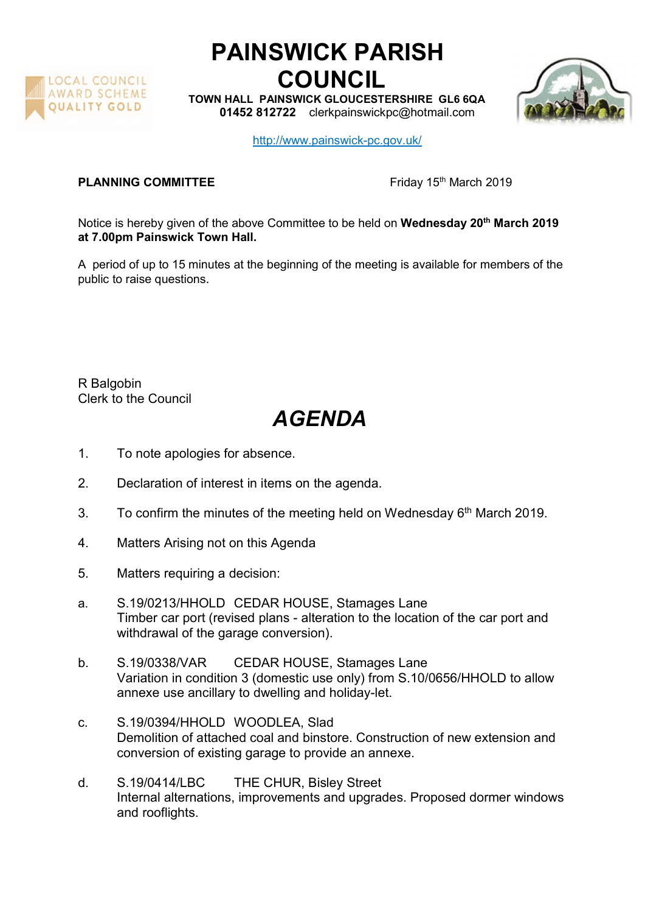# PAINSWICK PARISH COUNCIL

**TOWN HALL PAINSWICK GLOUCESTERSHIRE GL6 6QA**
**01452 812722** clerkpainswickpc@hotmail.com

http://www.painswick-pc.gov.uk/

**PLANNING COMMITTEE** Friday 15th March 2019

Notice is hereby given of the above Committee to be held on **Wednesday 20th March 2019 at 7.00pm Painswick Town Hall.**

A period of up to 15 minutes at the beginning of the meeting is available for members of the public to raise questions.

R Balgobin
Clerk to the Council

## *AGENDA*

1. To note apologies for absence.
2. Declaration of interest in items on the agenda.
3. To confirm the minutes of the meeting held on Wednesday 6th March 2019.
4. Matters Arising not on this Agenda
5. Matters requiring a decision:

a. S.19/0213/HHOLD CEDAR HOUSE, Stamages Lane
Timber car port (revised plans - alteration to the location of the car port and withdrawal of the garage conversion).

b. S.19/0338/VAR CEDAR HOUSE, Stamages Lane
Variation in condition 3 (domestic use only) from S.10/0656/HHOLD to allow annexe use ancillary to dwelling and holiday-let.

c. S.19/0394/HHOLD WOODLEA, Slad
Demolition of attached coal and binstore. Construction of new extension and conversion of existing garage to provide an annexe.

d. S.19/0414/LBC THE CHUR, Bisley Street
Internal alternations, improvements and upgrades. Proposed dormer windows and rooflights.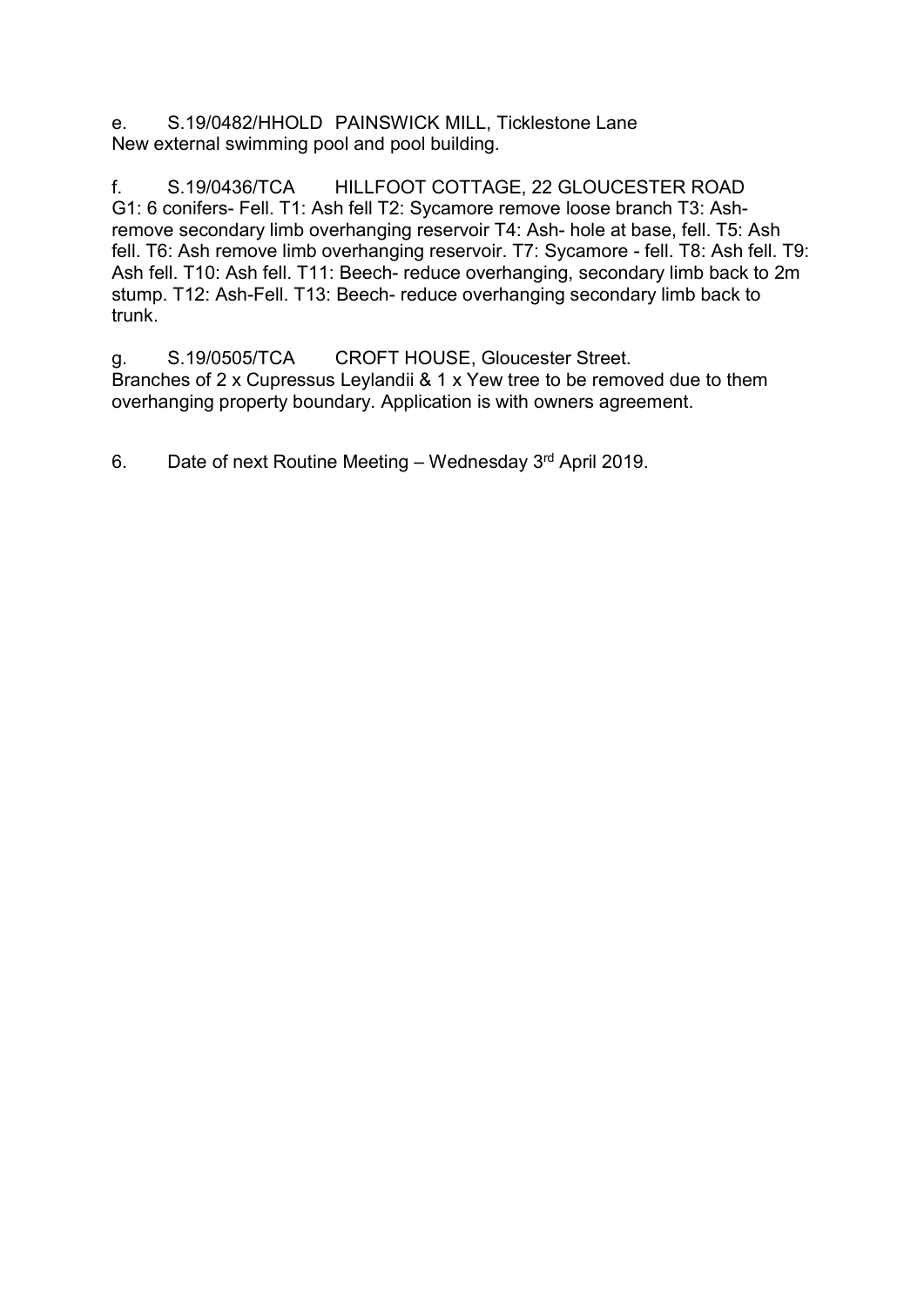e. S.19/0482/HHOLD PAINSWICK MILL, Ticklestone Lane
New external swimming pool and pool building.

f. S.19/0436/TCA HILLFOOT COTTAGE, 22 GLOUCESTER ROAD
G1: 6 conifers- Fell. T1: Ash fell T2: Sycamore remove loose branch T3: Ash- remove secondary limb overhanging reservoir T4: Ash- hole at base, fell. T5: Ash fell. T6: Ash remove limb overhanging reservoir. T7: Sycamore - fell. T8: Ash fell. T9: Ash fell. T10: Ash fell. T11: Beech- reduce overhanging, secondary limb back to 2m stump. T12: Ash-Fell. T13: Beech- reduce overhanging secondary limb back to trunk.

g. S.19/0505/TCA CROFT HOUSE, Gloucester Street.
Branches of 2 x Cupressus Leylandii & 1 x Yew tree to be removed due to them overhanging property boundary. Application is with owners agreement.

6. Date of next Routine Meeting – Wednesday 3rd April 2019.